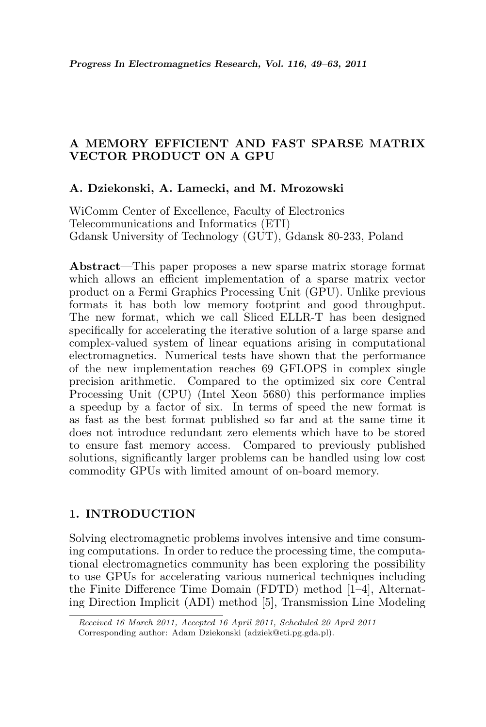# A MEMORY EFFICIENT AND FAST SPARSE MATRIX VECTOR PRODUCT ON A GPU

**A. Dziekonski, A. Lamecki, and M. Mrozowski**

WiComm Center of Excellence, Faculty of Electronics
Telecommunications and Informatics (ETI)
Gdansk University of Technology (GUT), Gdansk 80-233, Poland

**Abstract**—This paper proposes a new sparse matrix storage format which allows an efficient implementation of a sparse matrix vector product on a Fermi Graphics Processing Unit (GPU). Unlike previous formats it has both low memory footprint and good throughput. The new format, which we call Sliced ELLR-T has been designed specifically for accelerating the iterative solution of a large sparse and complex-valued system of linear equations arising in computational electromagnetics. Numerical tests have shown that the performance of the new implementation reaches 69 GFLOPS in complex single precision arithmetic. Compared to the optimized six core Central Processing Unit (CPU) (Intel Xeon 5680) this performance implies a speedup by a factor of six. In terms of speed the new format is as fast as the best format published so far and at the same time it does not introduce redundant zero elements which have to be stored to ensure fast memory access. Compared to previously published solutions, significantly larger problems can be handled using low cost commodity GPUs with limited amount of on-board memory.

## 1. INTRODUCTION

Solving electromagnetic problems involves intensive and time consuming computations. In order to reduce the processing time, the computational electromagnetics community has been exploring the possibility to use GPUs for accelerating various numerical techniques including the Finite Difference Time Domain (FDTD) method [1–4], Alternating Direction Implicit (ADI) method [5], Transmission Line Modeling

*Received 16 March 2011, Accepted 16 April 2011, Scheduled 20 April 2011*
Corresponding author: Adam Dziekonski (adziek@eti.pg.gda.pl).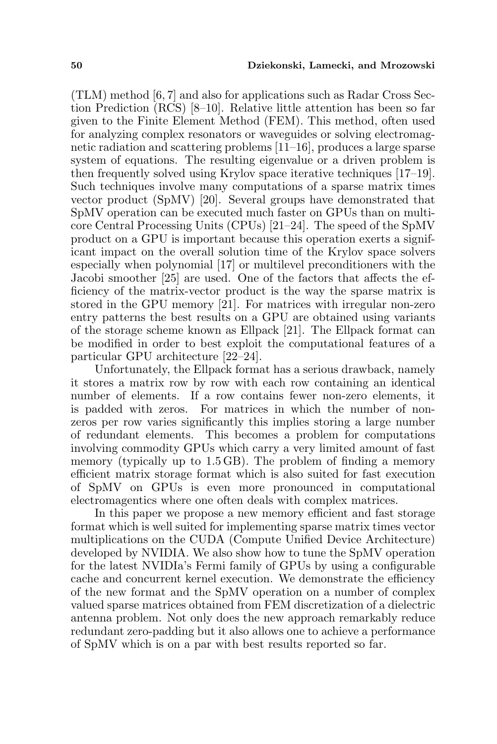(TLM) method [6, 7] and also for applications such as Radar Cross Section Prediction (RCS) [8–10]. Relative little attention has been so far given to the Finite Element Method (FEM). This method, often used for analyzing complex resonators or waveguides or solving electromagnetic radiation and scattering problems [11–16], produces a large sparse system of equations. The resulting eigenvalue or a driven problem is then frequently solved using Krylov space iterative techniques [17–19]. Such techniques involve many computations of a sparse matrix times vector product (SpMV) [20]. Several groups have demonstrated that SpMV operation can be executed much faster on GPUs than on multicore Central Processing Units (CPUs) [21–24]. The speed of the SpMV product on a GPU is important because this operation exerts a significant impact on the overall solution time of the Krylov space solvers especially when polynomial [17] or multilevel preconditioners with the Jacobi smoother [25] are used. One of the factors that affects the efficiency of the matrix-vector product is the way the sparse matrix is stored in the GPU memory [21]. For matrices with irregular non-zero entry patterns the best results on a GPU are obtained using variants of the storage scheme known as Ellpack [21]. The Ellpack format can be modified in order to best exploit the computational features of a particular GPU architecture [22–24].

Unfortunately, the Ellpack format has a serious drawback, namely it stores a matrix row by row with each row containing an identical number of elements. If a row contains fewer non-zero elements, it is padded with zeros. For matrices in which the number of non-zeros per row varies significantly this implies storing a large number of redundant elements. This becomes a problem for computations involving commodity GPUs which carry a very limited amount of fast memory (typically up to 1.5 GB). The problem of finding a memory efficient matrix storage format which is also suited for fast execution of SpMV on GPUs is even more pronounced in computational electromagentics where one often deals with complex matrices.

In this paper we propose a new memory efficient and fast storage format which is well suited for implementing sparse matrix times vector multiplications on the CUDA (Compute Unified Device Architecture) developed by NVIDIA. We also show how to tune the SpMV operation for the latest NVIDIa's Fermi family of GPUs by using a configurable cache and concurrent kernel execution. We demonstrate the efficiency of the new format and the SpMV operation on a number of complex valued sparse matrices obtained from FEM discretization of a dielectric antenna problem. Not only does the new approach remarkably reduce redundant zero-padding but it also allows one to achieve a performance of SpMV which is on a par with best results reported so far.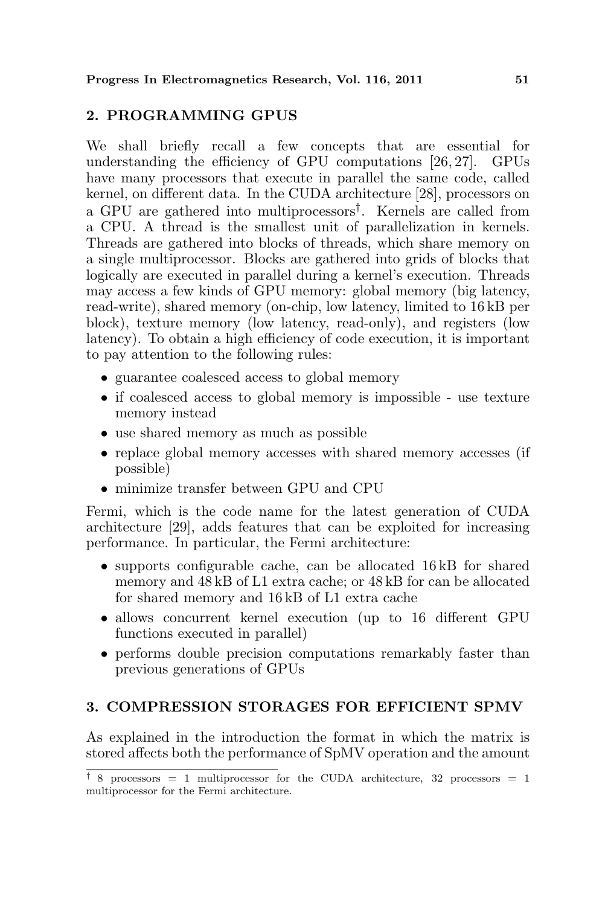## 2. PROGRAMMING GPUS

We shall briefly recall a few concepts that are essential for understanding the efficiency of GPU computations [26, 27]. GPUs have many processors that execute in parallel the same code, called kernel, on different data. In the CUDA architecture [28], processors on a GPU are gathered into multiprocessors[†]. Kernels are called from a CPU. A thread is the smallest unit of parallelization in kernels. Threads are gathered into blocks of threads, which share memory on a single multiprocessor. Blocks are gathered into grids of blocks that logically are executed in parallel during a kernel's execution. Threads may access a few kinds of GPU memory: global memory (big latency, read-write), shared memory (on-chip, low latency, limited to 16 kB per block), texture memory (low latency, read-only), and registers (low latency). To obtain a high efficiency of code execution, it is important to pay attention to the following rules:

- guarantee coalesced access to global memory
- if coalesced access to global memory is impossible - use texture memory instead
- use shared memory as much as possible
- replace global memory accesses with shared memory accesses (if possible)
- minimize transfer between GPU and CPU

Fermi, which is the code name for the latest generation of CUDA architecture [29], adds features that can be exploited for increasing performance. In particular, the Fermi architecture:

- supports configurable cache, can be allocated 16 kB for shared memory and 48 kB of L1 extra cache; or 48 kB for can be allocated for shared memory and 16 kB of L1 extra cache
- allows concurrent kernel execution (up to 16 different GPU functions executed in parallel)
- performs double precision computations remarkably faster than previous generations of GPUs

## 3. COMPRESSION STORAGES FOR EFFICIENT SPMV

As explained in the introduction the format in which the matrix is stored affects both the performance of SpMV operation and the amount

[†] 8 processors = 1 multiprocessor for the CUDA architecture, 32 processors = 1 multiprocessor for the Fermi architecture.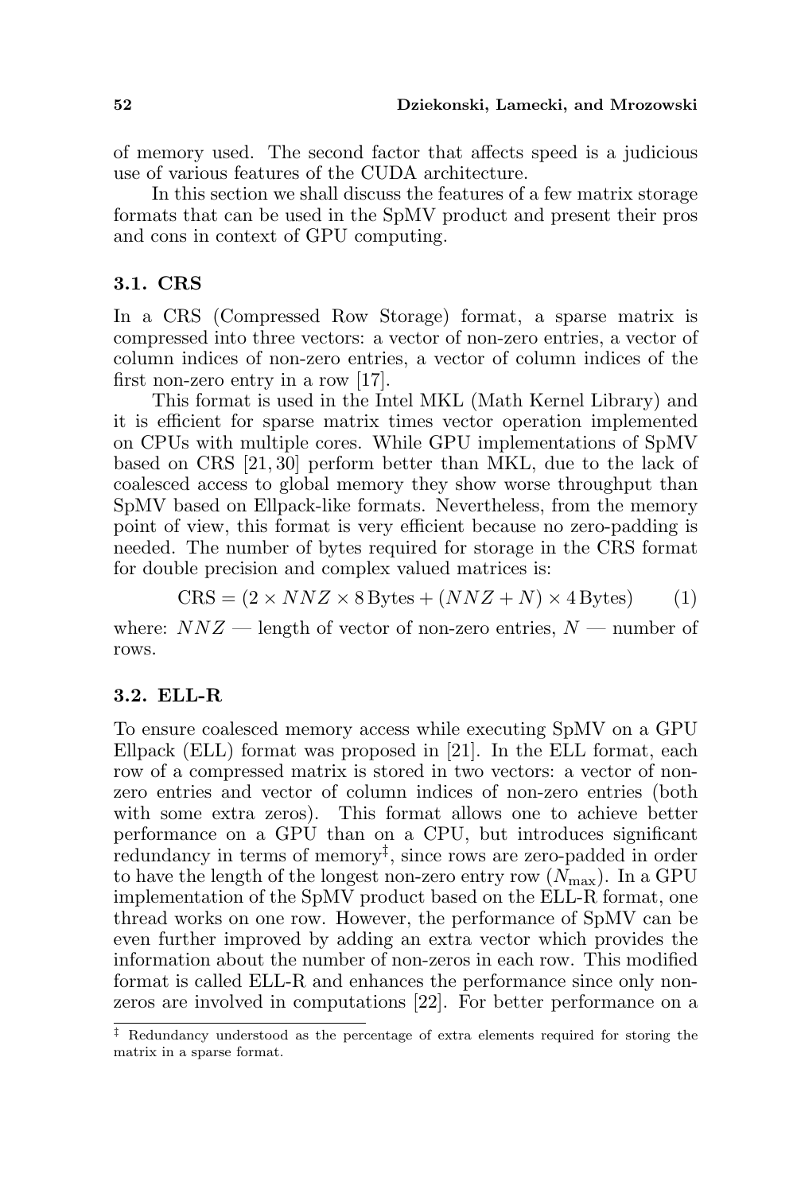of memory used. The second factor that affects speed is a judicious use of various features of the CUDA architecture.

In this section we shall discuss the features of a few matrix storage formats that can be used in the SpMV product and present their pros and cons in context of GPU computing.

### 3.1. CRS

In a CRS (Compressed Row Storage) format, a sparse matrix is compressed into three vectors: a vector of non-zero entries, a vector of column indices of non-zero entries, a vector of column indices of the first non-zero entry in a row [17].

This format is used in the Intel MKL (Math Kernel Library) and it is efficient for sparse matrix times vector operation implemented on CPUs with multiple cores. While GPU implementations of SpMV based on CRS [21, 30] perform better than MKL, due to the lack of coalesced access to global memory they show worse throughput than SpMV based on Ellpack-like formats. Nevertheless, from the memory point of view, this format is very efficient because no zero-padding is needed. The number of bytes required for storage in the CRS format for double precision and complex valued matrices is:

$$\mathrm{CRS} = (2 \times NNZ \times 8\,\mathrm{Bytes} + (NNZ + N) \times 4\,\mathrm{Bytes}) \qquad (1)$$

where: $NNZ$ — length of vector of non-zero entries, $N$ — number of rows.

### 3.2. ELL-R

To ensure coalesced memory access while executing SpMV on a GPU Ellpack (ELL) format was proposed in [21]. In the ELL format, each row of a compressed matrix is stored in two vectors: a vector of non-zero entries and vector of column indices of non-zero entries (both with some extra zeros). This format allows one to achieve better performance on a GPU than on a CPU, but introduces significant redundancy in terms of memory[‡], since rows are zero-padded in order to have the length of the longest non-zero entry row ($N_{\max}$). In a GPU implementation of the SpMV product based on the ELL-R format, one thread works on one row. However, the performance of SpMV can be even further improved by adding an extra vector which provides the information about the number of non-zeros in each row. This modified format is called ELL-R and enhances the performance since only non-zeros are involved in computations [22]. For better performance on a

[‡] Redundancy understood as the percentage of extra elements required for storing the matrix in a sparse format.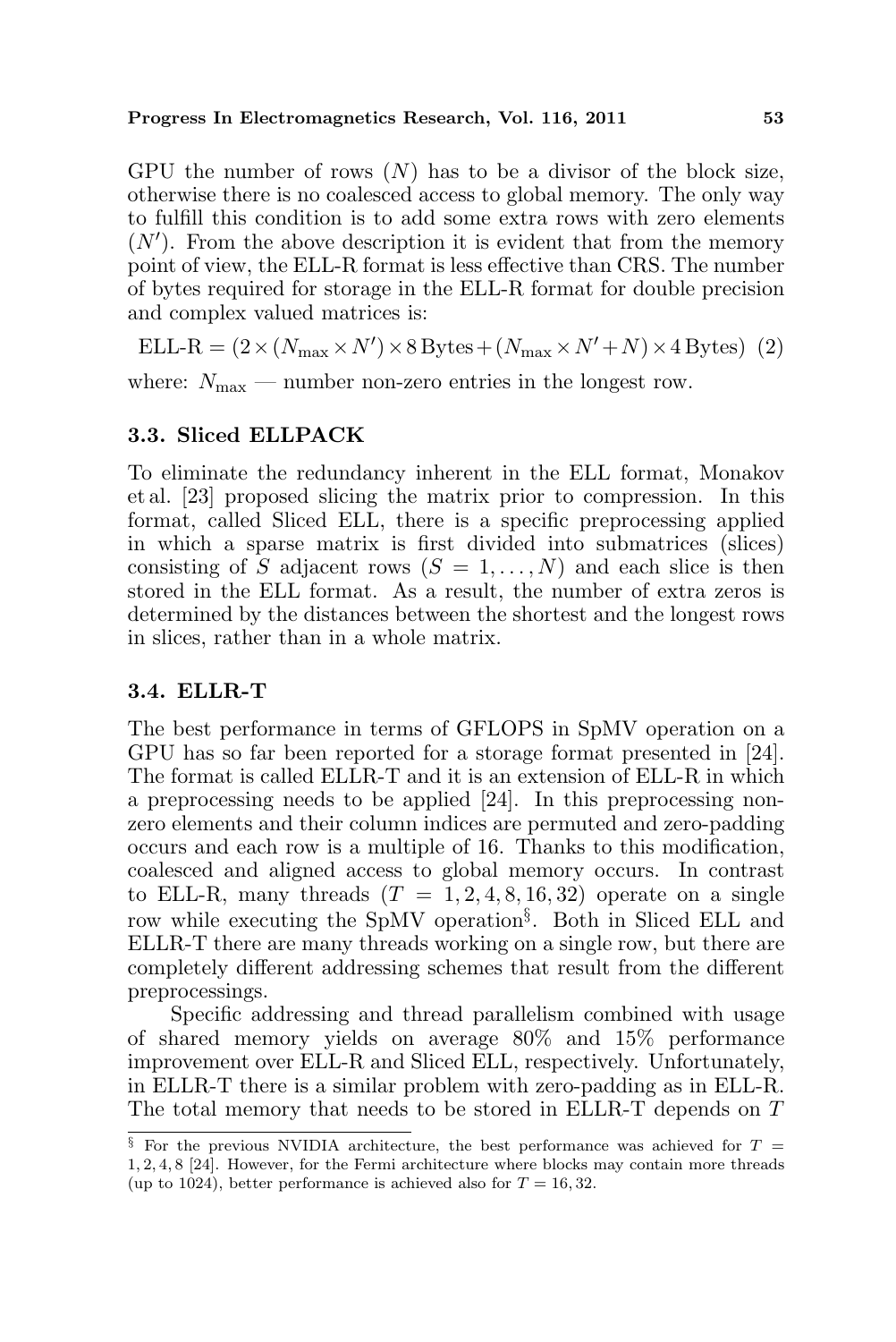GPU the number of rows ($N$) has to be a divisor of the block size, otherwise there is no coalesced access to global memory. The only way to fulfill this condition is to add some extra rows with zero elements ($N'$). From the above description it is evident that from the memory point of view, the ELL-R format is less effective than CRS. The number of bytes required for storage in the ELL-R format for double precision and complex valued matrices is:

$$\text{ELL-R} = (2 \times (N_{\max} \times N') \times 8\,\text{Bytes} + (N_{\max} \times N' + N) \times 4\,\text{Bytes}) \quad (2)$$

where: $N_{\max}$ — number non-zero entries in the longest row.

### 3.3. Sliced ELLPACK

To eliminate the redundancy inherent in the ELL format, Monakov et al. [23] proposed slicing the matrix prior to compression. In this format, called Sliced ELL, there is a specific preprocessing applied in which a sparse matrix is first divided into submatrices (slices) consisting of $S$ adjacent rows ($S = 1, \ldots, N$) and each slice is then stored in the ELL format. As a result, the number of extra zeros is determined by the distances between the shortest and the longest rows in slices, rather than in a whole matrix.

### 3.4. ELLR-T

The best performance in terms of GFLOPS in SpMV operation on a GPU has so far been reported for a storage format presented in [24]. The format is called ELLR-T and it is an extension of ELL-R in which a preprocessing needs to be applied [24]. In this preprocessing non-zero elements and their column indices are permuted and zero-padding occurs and each row is a multiple of 16. Thanks to this modification, coalesced and aligned access to global memory occurs. In contrast to ELL-R, many threads ($T = 1, 2, 4, 8, 16, 32$) operate on a single row while executing the SpMV operation[§]. Both in Sliced ELL and ELLR-T there are many threads working on a single row, but there are completely different addressing schemes that result from the different preprocessings.

Specific addressing and thread parallelism combined with usage of shared memory yields on average 80% and 15% performance improvement over ELL-R and Sliced ELL, respectively. Unfortunately, in ELLR-T there is a similar problem with zero-padding as in ELL-R. The total memory that needs to be stored in ELLR-T depends on $T$

[§] For the previous NVIDIA architecture, the best performance was achieved for $T = 1, 2, 4, 8$ [24]. However, for the Fermi architecture where blocks may contain more threads (up to 1024), better performance is achieved also for $T = 16, 32$.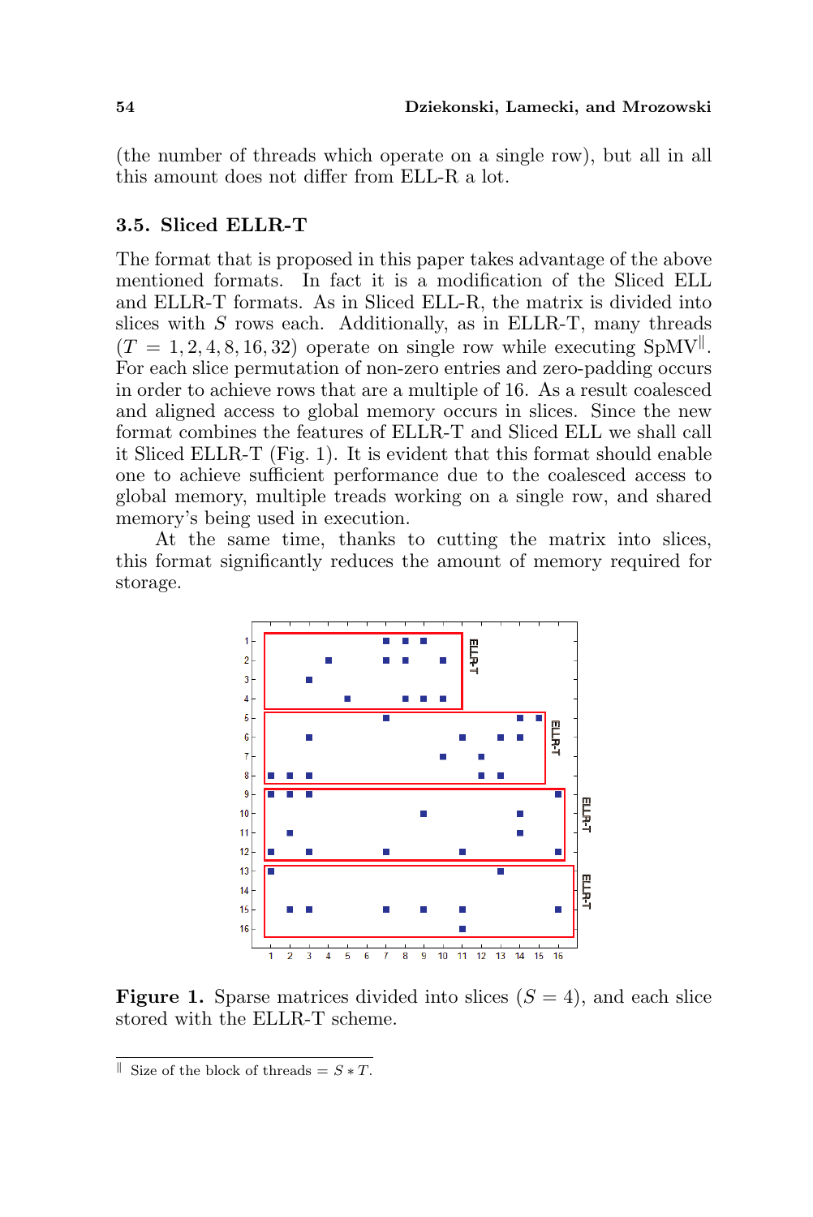(the number of threads which operate on a single row), but all in all this amount does not differ from ELL-R a lot.

### 3.5. Sliced ELLR-T

The format that is proposed in this paper takes advantage of the above mentioned formats. In fact it is a modification of the Sliced ELL and ELLR-T formats. As in Sliced ELL-R, the matrix is divided into slices with $S$ rows each. Additionally, as in ELLR-T, many threads ($T = 1, 2, 4, 8, 16, 32$) operate on single row while executing SpMV[‖]. For each slice permutation of non-zero entries and zero-padding occurs in order to achieve rows that are a multiple of 16. As a result coalesced and aligned access to global memory occurs in slices. Since the new format combines the features of ELLR-T and Sliced ELL we shall call it Sliced ELLR-T (Fig. 1). It is evident that this format should enable one to achieve sufficient performance due to the coalesced access to global memory, multiple treads working on a single row, and shared memory's being used in execution.

At the same time, thanks to cutting the matrix into slices, this format significantly reduces the amount of memory required for storage.

**Figure 1.** Sparse matrices divided into slices ($S = 4$), and each slice stored with the ELLR-T scheme.

[‖] Size of the block of threads = $S * T$.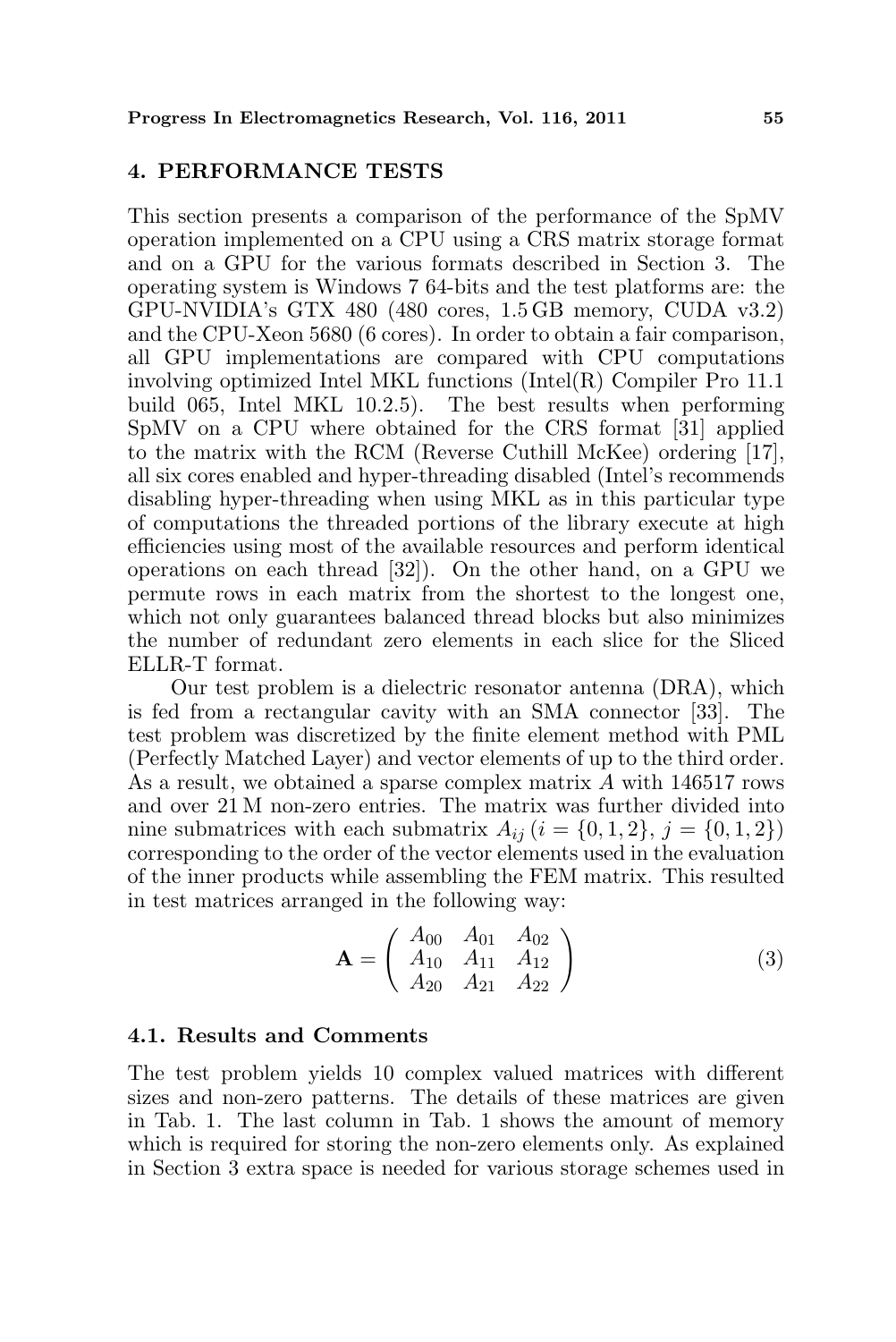## 4. PERFORMANCE TESTS

This section presents a comparison of the performance of the SpMV operation implemented on a CPU using a CRS matrix storage format and on a GPU for the various formats described in Section 3. The operating system is Windows 7 64-bits and the test platforms are: the GPU-NVIDIA's GTX 480 (480 cores, 1.5 GB memory, CUDA v3.2) and the CPU-Xeon 5680 (6 cores). In order to obtain a fair comparison, all GPU implementations are compared with CPU computations involving optimized Intel MKL functions (Intel(R) Compiler Pro 11.1 build 065, Intel MKL 10.2.5). The best results when performing SpMV on a CPU where obtained for the CRS format [31] applied to the matrix with the RCM (Reverse Cuthill McKee) ordering [17], all six cores enabled and hyper-threading disabled (Intel's recommends disabling hyper-threading when using MKL as in this particular type of computations the threaded portions of the library execute at high efficiencies using most of the available resources and perform identical operations on each thread [32]). On the other hand, on a GPU we permute rows in each matrix from the shortest to the longest one, which not only guarantees balanced thread blocks but also minimizes the number of redundant zero elements in each slice for the Sliced ELLR-T format.

Our test problem is a dielectric resonator antenna (DRA), which is fed from a rectangular cavity with an SMA connector [33]. The test problem was discretized by the finite element method with PML (Perfectly Matched Layer) and vector elements of up to the third order. As a result, we obtained a sparse complex matrix $A$ with 146517 rows and over 21 M non-zero entries. The matrix was further divided into nine submatrices with each submatrix $A_{ij}$ ($i = \{0, 1, 2\}$, $j = \{0, 1, 2\}$) corresponding to the order of the vector elements used in the evaluation of the inner products while assembling the FEM matrix. This resulted in test matrices arranged in the following way:

$$\mathbf{A} = \begin{pmatrix} A_{00} & A_{01} & A_{02} \\ A_{10} & A_{11} & A_{12} \\ A_{20} & A_{21} & A_{22} \end{pmatrix} \tag{3}$$

### 4.1. Results and Comments

The test problem yields 10 complex valued matrices with different sizes and non-zero patterns. The details of these matrices are given in Tab. 1. The last column in Tab. 1 shows the amount of memory which is required for storing the non-zero elements only. As explained in Section 3 extra space is needed for various storage schemes used in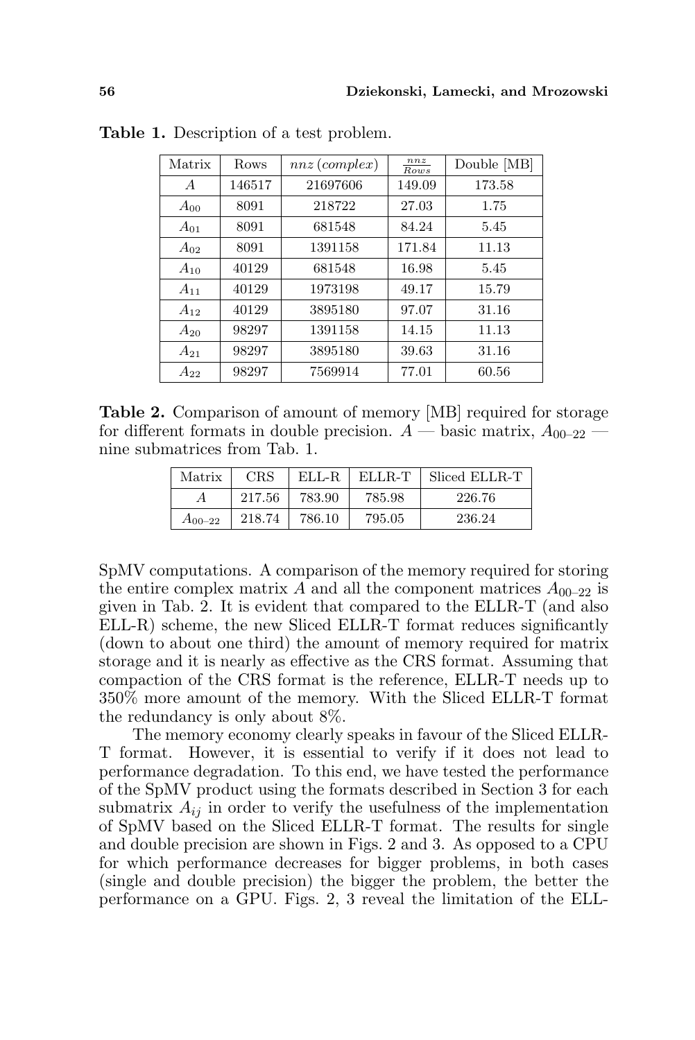**Table 1.** Description of a test problem.

| Matrix | Rows | $nnz\,(complex)$ | $\frac{nnz}{Rows}$ | Double [MB] |
|---|---|---|---|---|
| $A$ | 146517 | 21697606 | 149.09 | 173.58 |
| $A_{00}$ | 8091 | 218722 | 27.03 | 1.75 |
| $A_{01}$ | 8091 | 681548 | 84.24 | 5.45 |
| $A_{02}$ | 8091 | 1391158 | 171.84 | 11.13 |
| $A_{10}$ | 40129 | 681548 | 16.98 | 5.45 |
| $A_{11}$ | 40129 | 1973198 | 49.17 | 15.79 |
| $A_{12}$ | 40129 | 3895180 | 97.07 | 31.16 |
| $A_{20}$ | 98297 | 1391158 | 14.15 | 11.13 |
| $A_{21}$ | 98297 | 3895180 | 39.63 | 31.16 |
| $A_{22}$ | 98297 | 7569914 | 77.01 | 60.56 |

**Table 2.** Comparison of amount of memory [MB] required for storage for different formats in double precision. $A$ — basic matrix, $A_{00\text{–}22}$ — nine submatrices from Tab. 1.

| Matrix | CRS | ELL-R | ELLR-T | Sliced ELLR-T |
|---|---|---|---|---|
| $A$ | 217.56 | 783.90 | 785.98 | 226.76 |
| $A_{00\text{–}22}$ | 218.74 | 786.10 | 795.05 | 236.24 |

SpMV computations. A comparison of the memory required for storing the entire complex matrix $A$ and all the component matrices $A_{00\text{–}22}$ is given in Tab. 2. It is evident that compared to the ELLR-T (and also ELL-R) scheme, the new Sliced ELLR-T format reduces significantly (down to about one third) the amount of memory required for matrix storage and it is nearly as effective as the CRS format. Assuming that compaction of the CRS format is the reference, ELLR-T needs up to 350% more amount of the memory. With the Sliced ELLR-T format the redundancy is only about 8%.

The memory economy clearly speaks in favour of the Sliced ELLR-T format. However, it is essential to verify if it does not lead to performance degradation. To this end, we have tested the performance of the SpMV product using the formats described in Section 3 for each submatrix $A_{ij}$ in order to verify the usefulness of the implementation of SpMV based on the Sliced ELLR-T format. The results for single and double precision are shown in Figs. 2 and 3. As opposed to a CPU for which performance decreases for bigger problems, in both cases (single and double precision) the bigger the problem, the better the performance on a GPU. Figs. 2, 3 reveal the limitation of the ELL-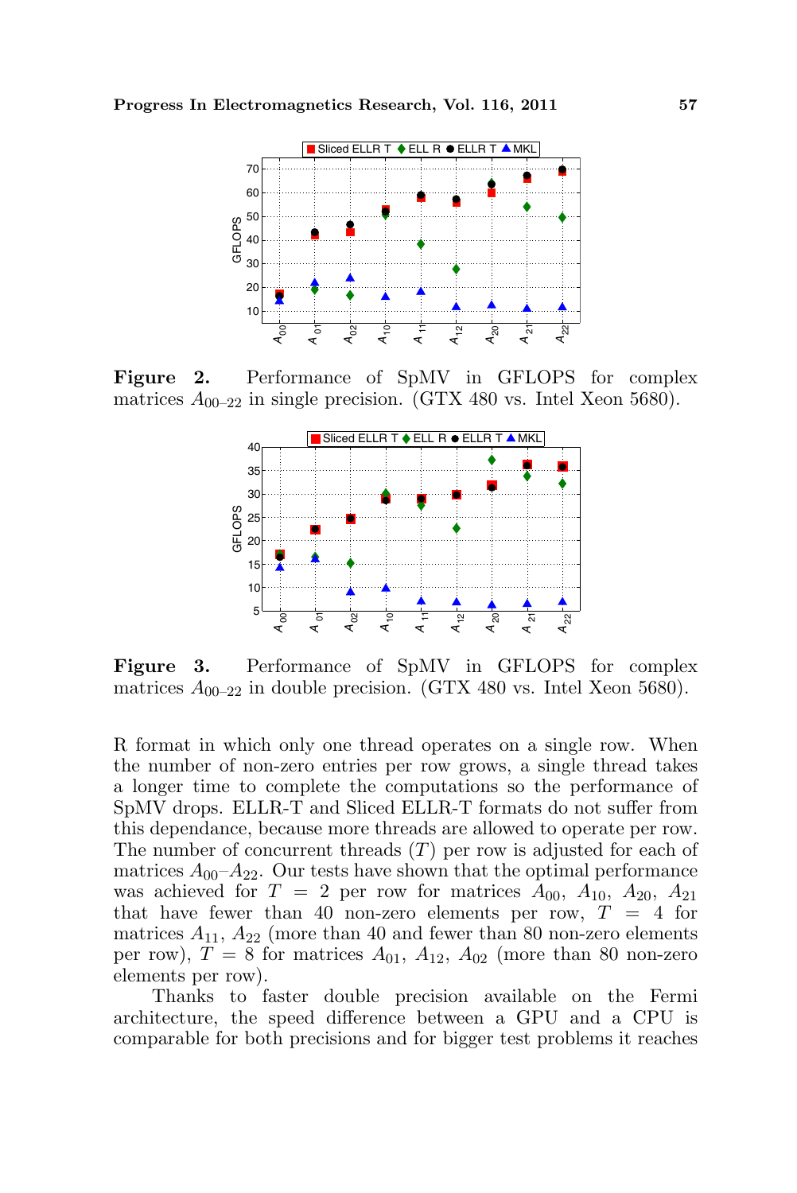**Figure 2.** Performance of SpMV in GFLOPS for complex matrices $A_{00\text{–}22}$ in single precision. (GTX 480 vs. Intel Xeon 5680).

**Figure 3.** Performance of SpMV in GFLOPS for complex matrices $A_{00\text{–}22}$ in double precision. (GTX 480 vs. Intel Xeon 5680).

R format in which only one thread operates on a single row. When the number of non-zero entries per row grows, a single thread takes a longer time to complete the computations so the performance of SpMV drops. ELLR-T and Sliced ELLR-T formats do not suffer from this dependance, because more threads are allowed to operate per row. The number of concurrent threads ($T$) per row is adjusted for each of matrices $A_{00}$–$A_{22}$. Our tests have shown that the optimal performance was achieved for $T = 2$ per row for matrices $A_{00}$, $A_{10}$, $A_{20}$, $A_{21}$ that have fewer than 40 non-zero elements per row, $T = 4$ for matrices $A_{11}$, $A_{22}$ (more than 40 and fewer than 80 non-zero elements per row), $T = 8$ for matrices $A_{01}$, $A_{12}$, $A_{02}$ (more than 80 non-zero elements per row).

Thanks to faster double precision available on the Fermi architecture, the speed difference between a GPU and a CPU is comparable for both precisions and for bigger test problems it reaches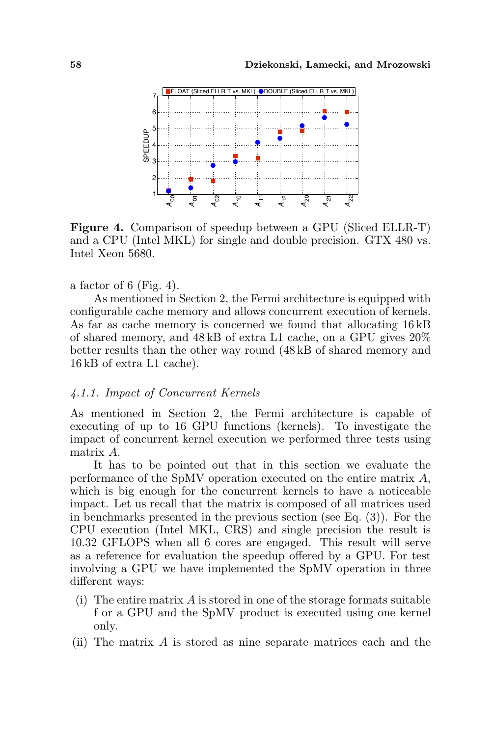**Figure 4.** Comparison of speedup between a GPU (Sliced ELLR-T) and a CPU (Intel MKL) for single and double precision. GTX 480 vs. Intel Xeon 5680.

a factor of 6 (Fig. 4).

As mentioned in Section 2, the Fermi architecture is equipped with configurable cache memory and allows concurrent execution of kernels. As far as cache memory is concerned we found that allocating 16 kB of shared memory, and 48 kB of extra L1 cache, on a GPU gives 20% better results than the other way round (48 kB of shared memory and 16 kB of extra L1 cache).

### *4.1.1. Impact of Concurrent Kernels*

As mentioned in Section 2, the Fermi architecture is capable of executing of up to 16 GPU functions (kernels). To investigate the impact of concurrent kernel execution we performed three tests using matrix $A$.

It has to be pointed out that in this section we evaluate the performance of the SpMV operation executed on the entire matrix $A$, which is big enough for the concurrent kernels to have a noticeable impact. Let us recall that the matrix is composed of all matrices used in benchmarks presented in the previous section (see Eq. (3)). For the CPU execution (Intel MKL, CRS) and single precision the result is 10.32 GFLOPS when all 6 cores are engaged. This result will serve as a reference for evaluation the speedup offered by a GPU. For test involving a GPU we have implemented the SpMV operation in three different ways:

(i) The entire matrix $A$ is stored in one of the storage formats suitable f or a GPU and the SpMV product is executed using one kernel only.

(ii) The matrix $A$ is stored as nine separate matrices each and the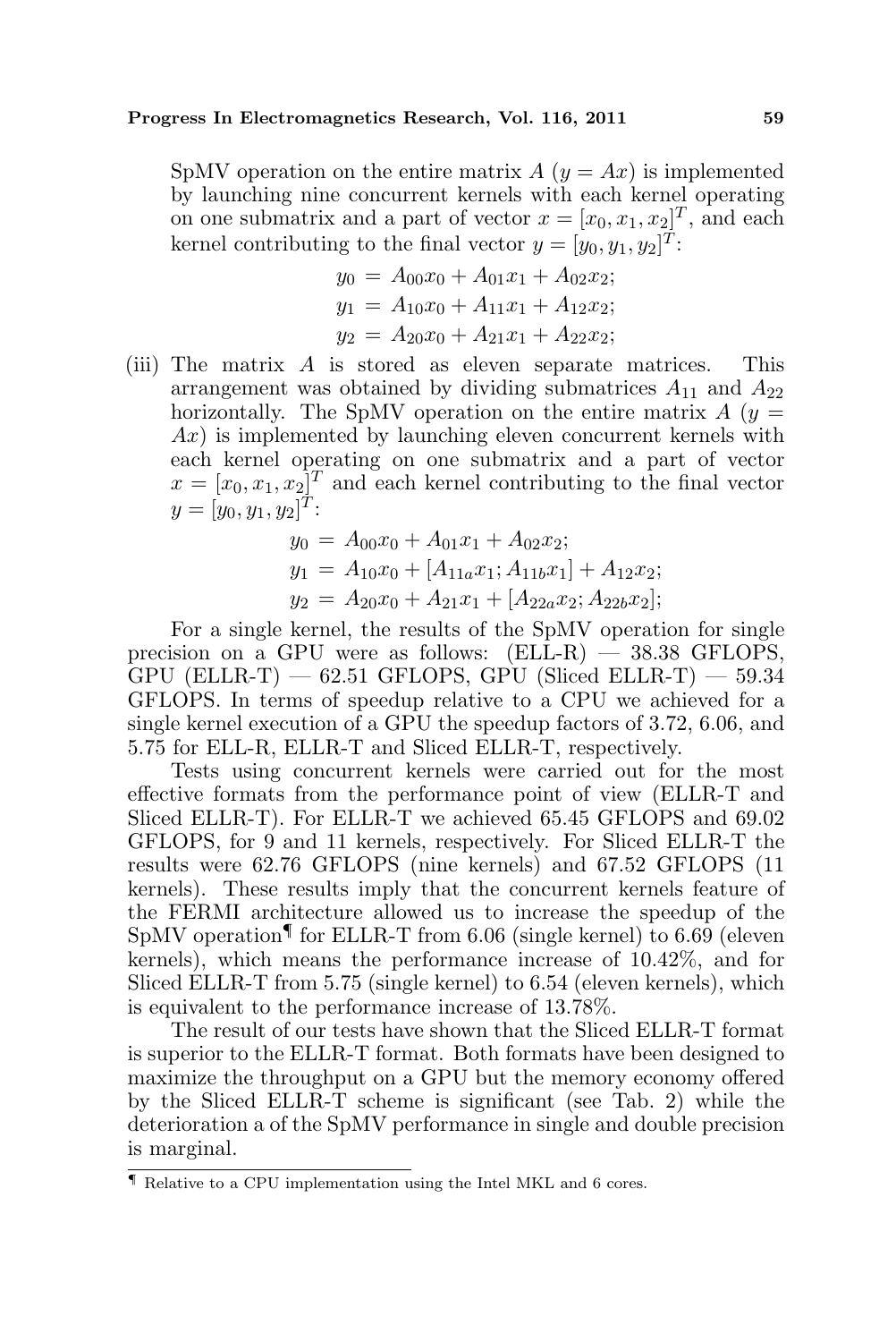SpMV operation on the entire matrix $A$ ($y = Ax$) is implemented by launching nine concurrent kernels with each kernel operating on one submatrix and a part of vector $x = [x_0, x_1, x_2]^T$, and each kernel contributing to the final vector $y = [y_0, y_1, y_2]^T$:

$$\begin{aligned} y_0 &= A_{00}x_0 + A_{01}x_1 + A_{02}x_2; \\ y_1 &= A_{10}x_0 + A_{11}x_1 + A_{12}x_2; \\ y_2 &= A_{20}x_0 + A_{21}x_1 + A_{22}x_2; \end{aligned}$$

(iii) The matrix $A$ is stored as eleven separate matrices. This arrangement was obtained by dividing submatrices $A_{11}$ and $A_{22}$ horizontally. The SpMV operation on the entire matrix $A$ ($y = Ax$) is implemented by launching eleven concurrent kernels with each kernel operating on one submatrix and a part of vector $x = [x_0, x_1, x_2]^T$ and each kernel contributing to the final vector $y = [y_0, y_1, y_2]^T$:

$$\begin{aligned} y_0 &= A_{00}x_0 + A_{01}x_1 + A_{02}x_2; \\ y_1 &= A_{10}x_0 + [A_{11a}x_1; A_{11b}x_1] + A_{12}x_2; \\ y_2 &= A_{20}x_0 + A_{21}x_1 + [A_{22a}x_2; A_{22b}x_2]; \end{aligned}$$

For a single kernel, the results of the SpMV operation for single precision on a GPU were as follows: (ELL-R) — 38.38 GFLOPS, GPU (ELLR-T) — 62.51 GFLOPS, GPU (Sliced ELLR-T) — 59.34 GFLOPS. In terms of speedup relative to a CPU we achieved for a single kernel execution of a GPU the speedup factors of 3.72, 6.06, and 5.75 for ELL-R, ELLR-T and Sliced ELLR-T, respectively.

Tests using concurrent kernels were carried out for the most effective formats from the performance point of view (ELLR-T and Sliced ELLR-T). For ELLR-T we achieved 65.45 GFLOPS and 69.02 GFLOPS, for 9 and 11 kernels, respectively. For Sliced ELLR-T the results were 62.76 GFLOPS (nine kernels) and 67.52 GFLOPS (11 kernels). These results imply that the concurrent kernels feature of the FERMI architecture allowed us to increase the speedup of the SpMV operation[¶] for ELLR-T from 6.06 (single kernel) to 6.69 (eleven kernels), which means the performance increase of 10.42%, and for Sliced ELLR-T from 5.75 (single kernel) to 6.54 (eleven kernels), which is equivalent to the performance increase of 13.78%.

The result of our tests have shown that the Sliced ELLR-T format is superior to the ELLR-T format. Both formats have been designed to maximize the throughput on a GPU but the memory economy offered by the Sliced ELLR-T scheme is significant (see Tab. 2) while the deterioration a of the SpMV performance in single and double precision is marginal.

[¶] Relative to a CPU implementation using the Intel MKL and 6 cores.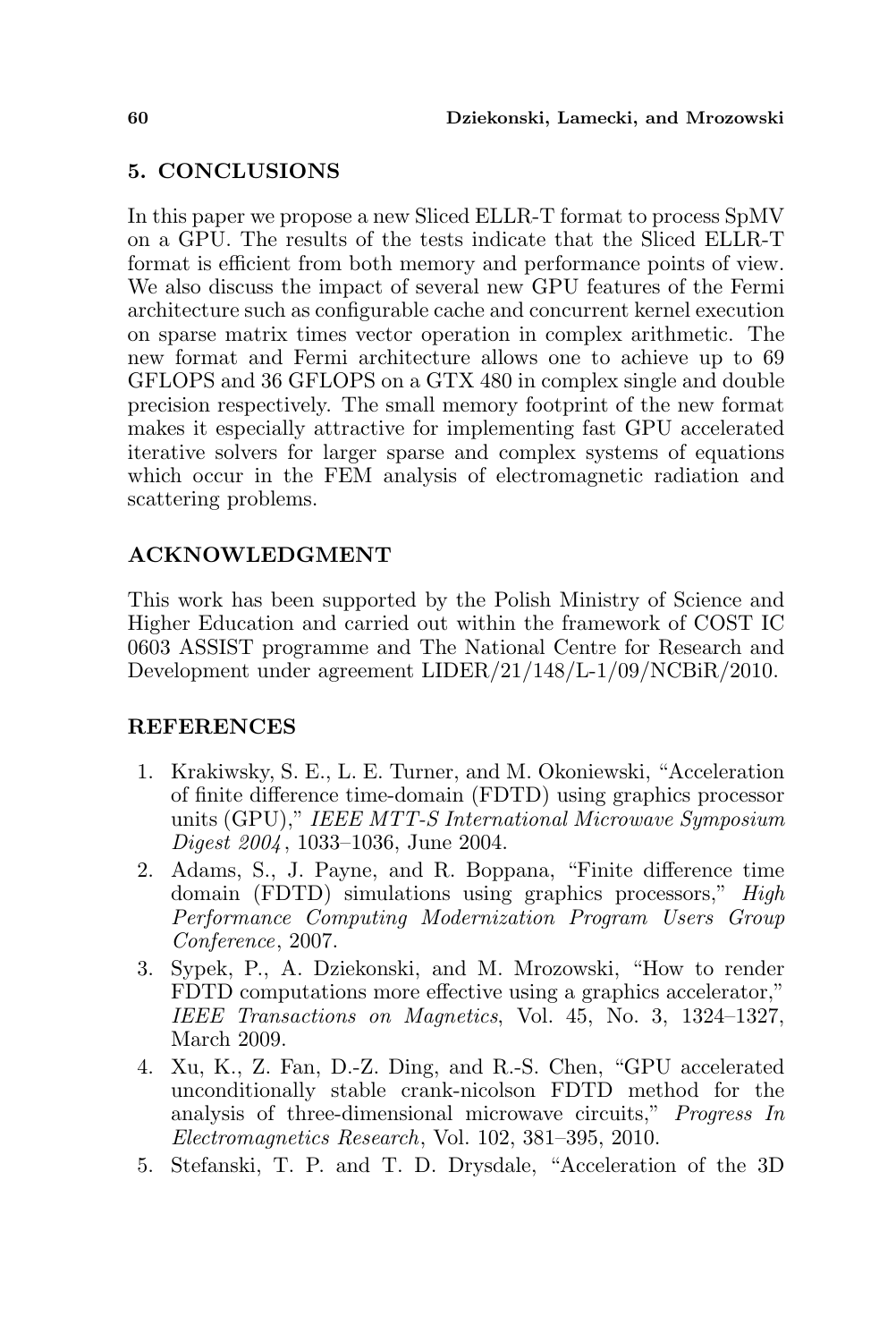## 5. CONCLUSIONS

In this paper we propose a new Sliced ELLR-T format to process SpMV on a GPU. The results of the tests indicate that the Sliced ELLR-T format is efficient from both memory and performance points of view. We also discuss the impact of several new GPU features of the Fermi architecture such as configurable cache and concurrent kernel execution on sparse matrix times vector operation in complex arithmetic. The new format and Fermi architecture allows one to achieve up to 69 GFLOPS and 36 GFLOPS on a GTX 480 in complex single and double precision respectively. The small memory footprint of the new format makes it especially attractive for implementing fast GPU accelerated iterative solvers for larger sparse and complex systems of equations which occur in the FEM analysis of electromagnetic radiation and scattering problems.

## ACKNOWLEDGMENT

This work has been supported by the Polish Ministry of Science and Higher Education and carried out within the framework of COST IC 0603 ASSIST programme and The National Centre for Research and Development under agreement LIDER/21/148/L-1/09/NCBiR/2010.

## REFERENCES

1. Krakiwsky, S. E., L. E. Turner, and M. Okoniewski, "Acceleration of finite difference time-domain (FDTD) using graphics processor units (GPU)," *IEEE MTT-S International Microwave Symposium Digest 2004*, 1033–1036, June 2004.
2. Adams, S., J. Payne, and R. Boppana, "Finite difference time domain (FDTD) simulations using graphics processors," *High Performance Computing Modernization Program Users Group Conference*, 2007.
3. Sypek, P., A. Dziekonski, and M. Mrozowski, "How to render FDTD computations more effective using a graphics accelerator," *IEEE Transactions on Magnetics*, Vol. 45, No. 3, 1324–1327, March 2009.
4. Xu, K., Z. Fan, D.-Z. Ding, and R.-S. Chen, "GPU accelerated unconditionally stable crank-nicolson FDTD method for the analysis of three-dimensional microwave circuits," *Progress In Electromagnetics Research*, Vol. 102, 381–395, 2010.
5. Stefanski, T. P. and T. D. Drysdale, "Acceleration of the 3D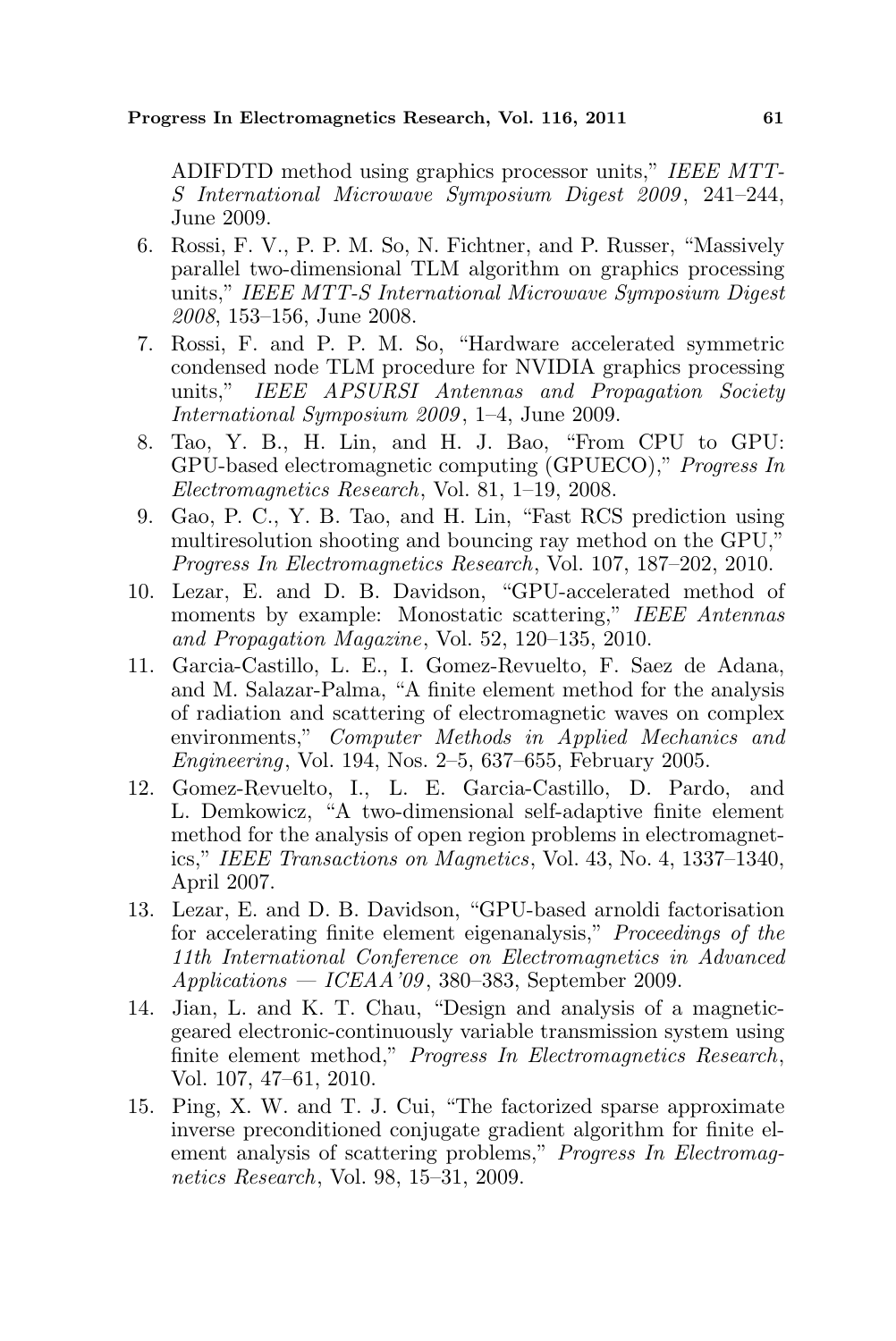ADIFDTD method using graphics processor units," *IEEE MTT-S International Microwave Symposium Digest 2009*, 241–244, June 2009.

6. Rossi, F. V., P. P. M. So, N. Fichtner, and P. Russer, "Massively parallel two-dimensional TLM algorithm on graphics processing units," *IEEE MTT-S International Microwave Symposium Digest 2008*, 153–156, June 2008.
7. Rossi, F. and P. P. M. So, "Hardware accelerated symmetric condensed node TLM procedure for NVIDIA graphics processing units," *IEEE APSURSI Antennas and Propagation Society International Symposium 2009*, 1–4, June 2009.
8. Tao, Y. B., H. Lin, and H. J. Bao, "From CPU to GPU: GPU-based electromagnetic computing (GPUECO)," *Progress In Electromagnetics Research*, Vol. 81, 1–19, 2008.
9. Gao, P. C., Y. B. Tao, and H. Lin, "Fast RCS prediction using multiresolution shooting and bouncing ray method on the GPU," *Progress In Electromagnetics Research*, Vol. 107, 187–202, 2010.
10. Lezar, E. and D. B. Davidson, "GPU-accelerated method of moments by example: Monostatic scattering," *IEEE Antennas and Propagation Magazine*, Vol. 52, 120–135, 2010.
11. Garcia-Castillo, L. E., I. Gomez-Revuelto, F. Saez de Adana, and M. Salazar-Palma, "A finite element method for the analysis of radiation and scattering of electromagnetic waves on complex environments," *Computer Methods in Applied Mechanics and Engineering*, Vol. 194, Nos. 2–5, 637–655, February 2005.
12. Gomez-Revuelto, I., L. E. Garcia-Castillo, D. Pardo, and L. Demkowicz, "A two-dimensional self-adaptive finite element method for the analysis of open region problems in electromagnetics," *IEEE Transactions on Magnetics*, Vol. 43, No. 4, 1337–1340, April 2007.
13. Lezar, E. and D. B. Davidson, "GPU-based arnoldi factorisation for accelerating finite element eigenanalysis," *Proceedings of the 11th International Conference on Electromagnetics in Advanced Applications — ICEAA'09*, 380–383, September 2009.
14. Jian, L. and K. T. Chau, "Design and analysis of a magnetic-geared electronic-continuously variable transmission system using finite element method," *Progress In Electromagnetics Research*, Vol. 107, 47–61, 2010.
15. Ping, X. W. and T. J. Cui, "The factorized sparse approximate inverse preconditioned conjugate gradient algorithm for finite element analysis of scattering problems," *Progress In Electromagnetics Research*, Vol. 98, 15–31, 2009.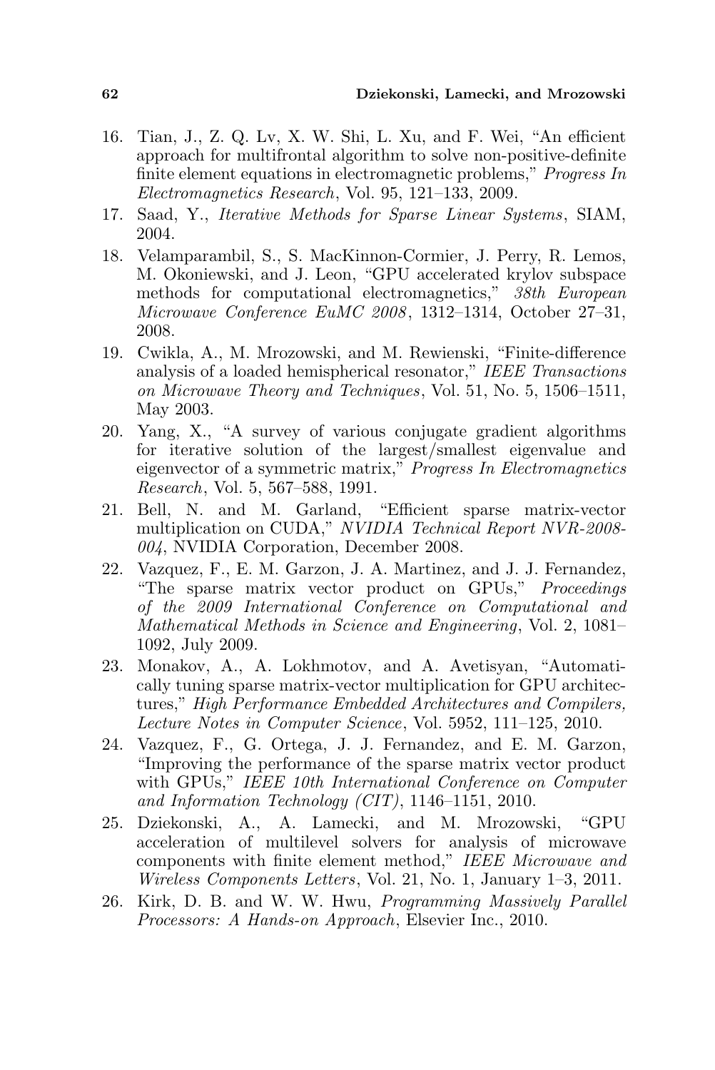16. Tian, J., Z. Q. Lv, X. W. Shi, L. Xu, and F. Wei, "An efficient approach for multifrontal algorithm to solve non-positive-definite finite element equations in electromagnetic problems," *Progress In Electromagnetics Research*, Vol. 95, 121–133, 2009.
17. Saad, Y., *Iterative Methods for Sparse Linear Systems*, SIAM, 2004.
18. Velamparambil, S., S. MacKinnon-Cormier, J. Perry, R. Lemos, M. Okoniewski, and J. Leon, "GPU accelerated krylov subspace methods for computational electromagnetics," *38th European Microwave Conference EuMC 2008*, 1312–1314, October 27–31, 2008.
19. Cwikla, A., M. Mrozowski, and M. Rewienski, "Finite-difference analysis of a loaded hemispherical resonator," *IEEE Transactions on Microwave Theory and Techniques*, Vol. 51, No. 5, 1506–1511, May 2003.
20. Yang, X., "A survey of various conjugate gradient algorithms for iterative solution of the largest/smallest eigenvalue and eigenvector of a symmetric matrix," *Progress In Electromagnetics Research*, Vol. 5, 567–588, 1991.
21. Bell, N. and M. Garland, "Efficient sparse matrix-vector multiplication on CUDA," *NVIDIA Technical Report NVR-2008-004*, NVIDIA Corporation, December 2008.
22. Vazquez, F., E. M. Garzon, J. A. Martinez, and J. J. Fernandez, "The sparse matrix vector product on GPUs," *Proceedings of the 2009 International Conference on Computational and Mathematical Methods in Science and Engineering*, Vol. 2, 1081–1092, July 2009.
23. Monakov, A., A. Lokhmotov, and A. Avetisyan, "Automatically tuning sparse matrix-vector multiplication for GPU architectures," *High Performance Embedded Architectures and Compilers, Lecture Notes in Computer Science*, Vol. 5952, 111–125, 2010.
24. Vazquez, F., G. Ortega, J. J. Fernandez, and E. M. Garzon, "Improving the performance of the sparse matrix vector product with GPUs," *IEEE 10th International Conference on Computer and Information Technology (CIT)*, 1146–1151, 2010.
25. Dziekonski, A., A. Lamecki, and M. Mrozowski, "GPU acceleration of multilevel solvers for analysis of microwave components with finite element method," *IEEE Microwave and Wireless Components Letters*, Vol. 21, No. 1, January 1–3, 2011.
26. Kirk, D. B. and W. W. Hwu, *Programming Massively Parallel Processors: A Hands-on Approach*, Elsevier Inc., 2010.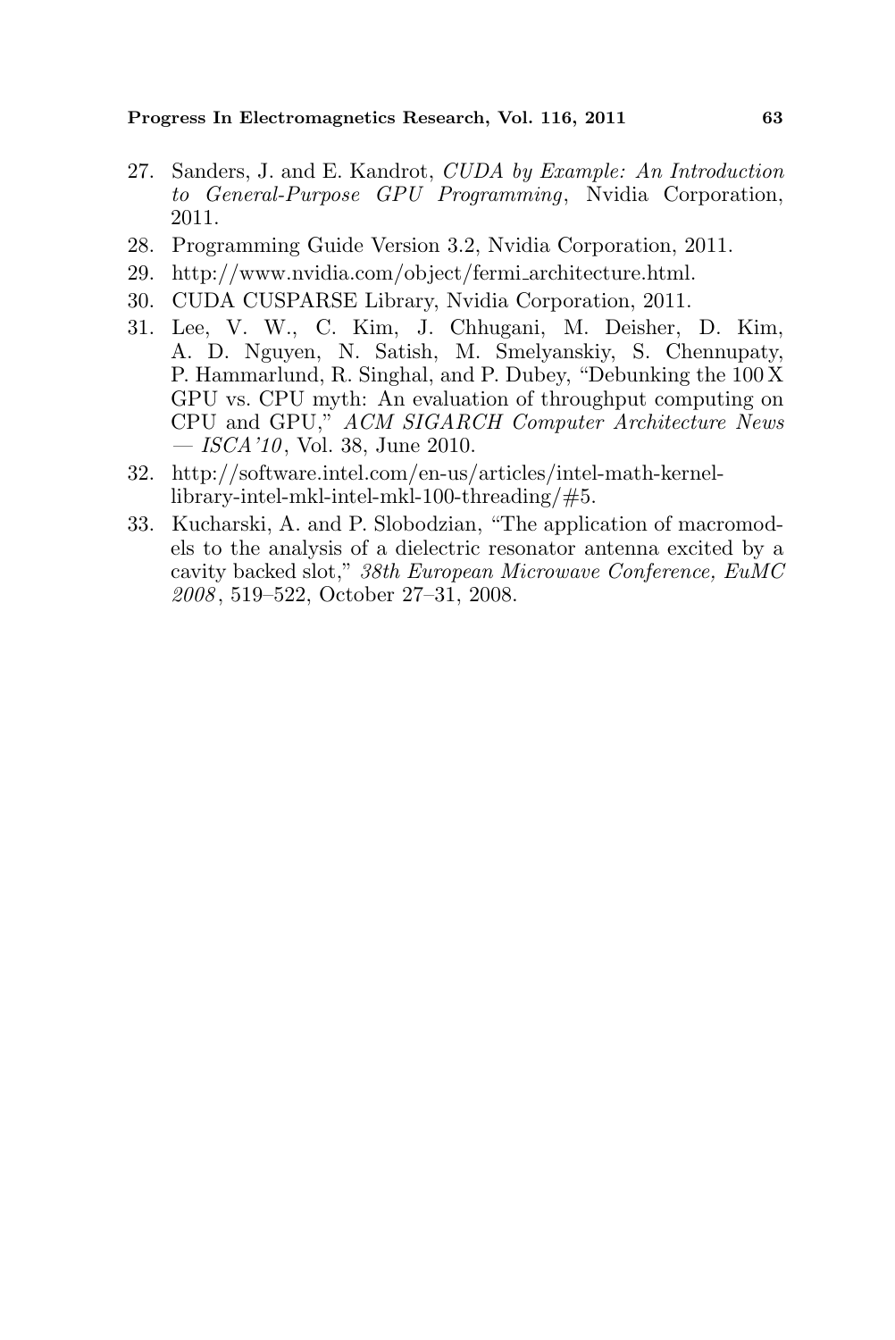27. Sanders, J. and E. Kandrot, *CUDA by Example: An Introduction to General-Purpose GPU Programming*, Nvidia Corporation, 2011.
28. Programming Guide Version 3.2, Nvidia Corporation, 2011.
29. http://www.nvidia.com/object/fermi_architecture.html.
30. CUDA CUSPARSE Library, Nvidia Corporation, 2011.
31. Lee, V. W., C. Kim, J. Chhugani, M. Deisher, D. Kim, A. D. Nguyen, N. Satish, M. Smelyanskiy, S. Chennupaty, P. Hammarlund, R. Singhal, and P. Dubey, "Debunking the 100 X GPU vs. CPU myth: An evaluation of throughput computing on CPU and GPU," *ACM SIGARCH Computer Architecture News — ISCA'10*, Vol. 38, June 2010.
32. http://software.intel.com/en-us/articles/intel-math-kernel-library-intel-mkl-intel-mkl-100-threading/#5.
33. Kucharski, A. and P. Slobodzian, "The application of macromodels to the analysis of a dielectric resonator antenna excited by a cavity backed slot," *38th European Microwave Conference, EuMC 2008*, 519–522, October 27–31, 2008.